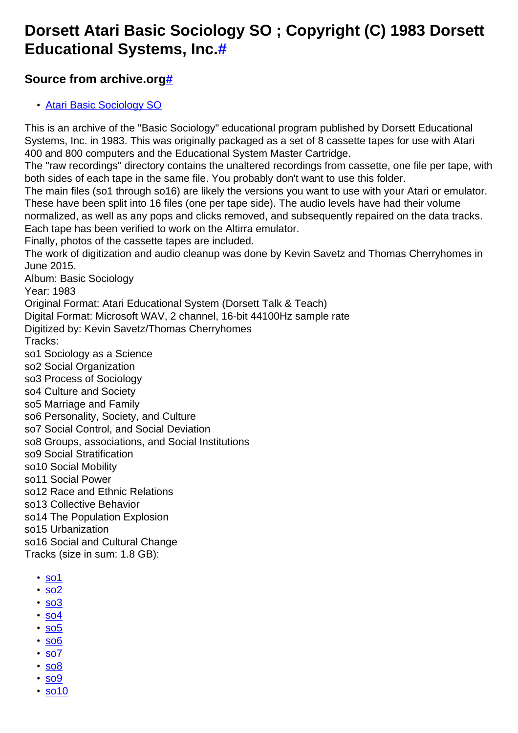# Dorsett Atari Basic Sociology SO ; Copyright (C) 1983 Dorsett Educational Systems, Inc.#

## Source from archive.org#

- Atari Basic Sociology SO

This is an archive of the "Basic Sociology" educational program published by Dorsett Educational Systems, Inc. in 1983. This was originally packaged as a set of 8 cassette tapes for use with Atari 400 and 800 computers and the Educational System Master Cartridge.
The "raw recordings" directory contains the unaltered recordings from cassette, one file per tape, with both sides of each tape in the same file. You probably don't want to use this folder.
The main files (so1 through so16) are likely the versions you want to use with your Atari or emulator. These have been split into 16 files (one per tape side). The audio levels have had their volume normalized, as well as any pops and clicks removed, and subsequently repaired on the data tracks. Each tape has been verified to work on the Altirra emulator.
Finally, photos of the cassette tapes are included.
The work of digitization and audio cleanup was done by Kevin Savetz and Thomas Cherryhomes in June 2015.
Album: Basic Sociology
Year: 1983
Original Format: Atari Educational System (Dorsett Talk & Teach)
Digital Format: Microsoft WAV, 2 channel, 16-bit 44100Hz sample rate
Digitized by: Kevin Savetz/Thomas Cherryhomes
Tracks:
so1 Sociology as a Science
so2 Social Organization
so3 Process of Sociology
so4 Culture and Society
so5 Marriage and Family
so6 Personality, Society, and Culture
so7 Social Control, and Social Deviation
so8 Groups, associations, and Social Institutions
so9 Social Stratification
so10 Social Mobility
so11 Social Power
so12 Race and Ethnic Relations
so13 Collective Behavior
so14 The Population Explosion
so15 Urbanization
so16 Social and Cultural Change
Tracks (size in sum: 1.8 GB):

- so1
- so2
- so3
- so4
- so5
- so6
- so7
- so8
- so9
- so10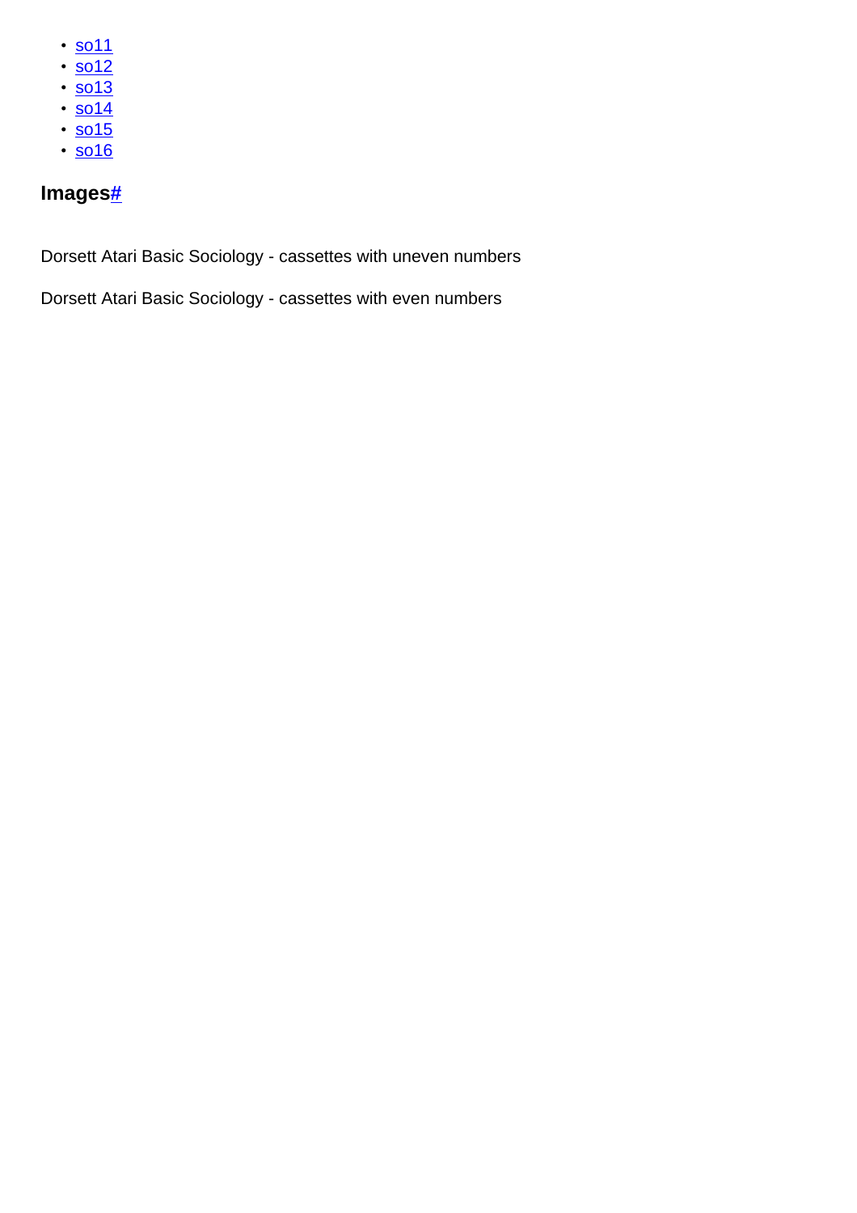- so11
- so12
- so13
- so14
- so15
- so16

## Images#

Dorsett Atari Basic Sociology - cassettes with uneven numbers

Dorsett Atari Basic Sociology - cassettes with even numbers